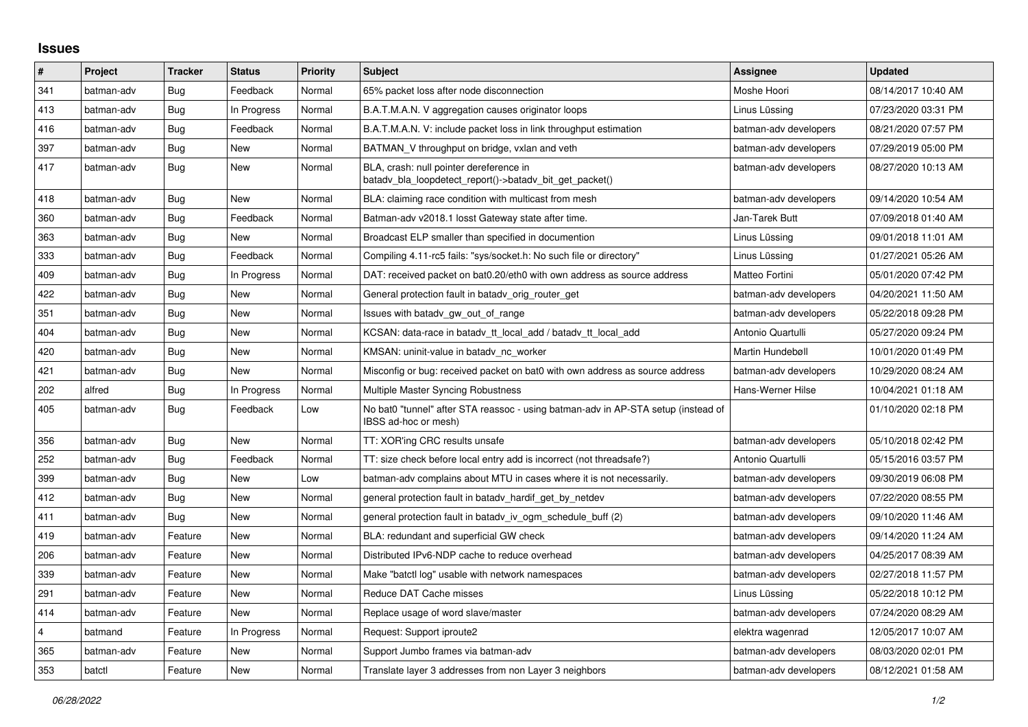# Issues

| # | Project | Tracker | Status | Priority | Subject | Assignee | Updated |
|---|---|---|---|---|---|---|---|
| 341 | batman-adv | Bug | Feedback | Normal | 65% packet loss after node disconnection | Moshe Hoori | 08/14/2017 10:40 AM |
| 413 | batman-adv | Bug | In Progress | Normal | B.A.T.M.A.N. V aggregation causes originator loops | Linus Lüssing | 07/23/2020 03:31 PM |
| 416 | batman-adv | Bug | Feedback | Normal | B.A.T.M.A.N. V: include packet loss in link throughput estimation | batman-adv developers | 08/21/2020 07:57 PM |
| 397 | batman-adv | Bug | New | Normal | BATMAN_V throughput on bridge, vxlan and veth | batman-adv developers | 07/29/2019 05:00 PM |
| 417 | batman-adv | Bug | New | Normal | BLA, crash: null pointer dereference in batadv_bla_loopdetect_report()->batadv_bit_get_packet() | batman-adv developers | 08/27/2020 10:13 AM |
| 418 | batman-adv | Bug | New | Normal | BLA: claiming race condition with multicast from mesh | batman-adv developers | 09/14/2020 10:54 AM |
| 360 | batman-adv | Bug | Feedback | Normal | Batman-adv v2018.1 losst Gateway state after time. | Jan-Tarek Butt | 07/09/2018 01:40 AM |
| 363 | batman-adv | Bug | New | Normal | Broadcast ELP smaller than specified in documention | Linus Lüssing | 09/01/2018 11:01 AM |
| 333 | batman-adv | Bug | Feedback | Normal | Compiling 4.11-rc5 fails: "sys/socket.h: No such file or directory" | Linus Lüssing | 01/27/2021 05:26 AM |
| 409 | batman-adv | Bug | In Progress | Normal | DAT: received packet on bat0.20/eth0 with own address as source address | Matteo Fortini | 05/01/2020 07:42 PM |
| 422 | batman-adv | Bug | New | Normal | General protection fault in batadv_orig_router_get | batman-adv developers | 04/20/2021 11:50 AM |
| 351 | batman-adv | Bug | New | Normal | Issues with batadv_gw_out_of_range | batman-adv developers | 05/22/2018 09:28 PM |
| 404 | batman-adv | Bug | New | Normal | KCSAN: data-race in batadv_tt_local_add / batadv_tt_local_add | Antonio Quartulli | 05/27/2020 09:24 PM |
| 420 | batman-adv | Bug | New | Normal | KMSAN: uninit-value in batadv_nc_worker | Martin Hundebøll | 10/01/2020 01:49 PM |
| 421 | batman-adv | Bug | New | Normal | Misconfig or bug: received packet on bat0 with own address as source address | batman-adv developers | 10/29/2020 08:24 AM |
| 202 | alfred | Bug | In Progress | Normal | Multiple Master Syncing Robustness | Hans-Werner Hilse | 10/04/2021 01:18 AM |
| 405 | batman-adv | Bug | Feedback | Low | No bat0 "tunnel" after STA reassoc - using batman-adv in AP-STA setup (instead of IBSS ad-hoc or mesh) | | 01/10/2020 02:18 PM |
| 356 | batman-adv | Bug | New | Normal | TT: XOR'ing CRC results unsafe | batman-adv developers | 05/10/2018 02:42 PM |
| 252 | batman-adv | Bug | Feedback | Normal | TT: size check before local entry add is incorrect (not threadsafe?) | Antonio Quartulli | 05/15/2016 03:57 PM |
| 399 | batman-adv | Bug | New | Low | batman-adv complains about MTU in cases where it is not necessarily. | batman-adv developers | 09/30/2019 06:08 PM |
| 412 | batman-adv | Bug | New | Normal | general protection fault in batadv_hardif_get_by_netdev | batman-adv developers | 07/22/2020 08:55 PM |
| 411 | batman-adv | Bug | New | Normal | general protection fault in batadv_iv_ogm_schedule_buff (2) | batman-adv developers | 09/10/2020 11:46 AM |
| 419 | batman-adv | Feature | New | Normal | BLA: redundant and superficial GW check | batman-adv developers | 09/14/2020 11:24 AM |
| 206 | batman-adv | Feature | New | Normal | Distributed IPv6-NDP cache to reduce overhead | batman-adv developers | 04/25/2017 08:39 AM |
| 339 | batman-adv | Feature | New | Normal | Make "batctl log" usable with network namespaces | batman-adv developers | 02/27/2018 11:57 PM |
| 291 | batman-adv | Feature | New | Normal | Reduce DAT Cache misses | Linus Lüssing | 05/22/2018 10:12 PM |
| 414 | batman-adv | Feature | New | Normal | Replace usage of word slave/master | batman-adv developers | 07/24/2020 08:29 AM |
| 4 | batmand | Feature | In Progress | Normal | Request: Support iproute2 | elektra wagenrad | 12/05/2017 10:07 AM |
| 365 | batman-adv | Feature | New | Normal | Support Jumbo frames via batman-adv | batman-adv developers | 08/03/2020 02:01 PM |
| 353 | batctl | Feature | New | Normal | Translate layer 3 addresses from non Layer 3 neighbors | batman-adv developers | 08/12/2021 01:58 AM |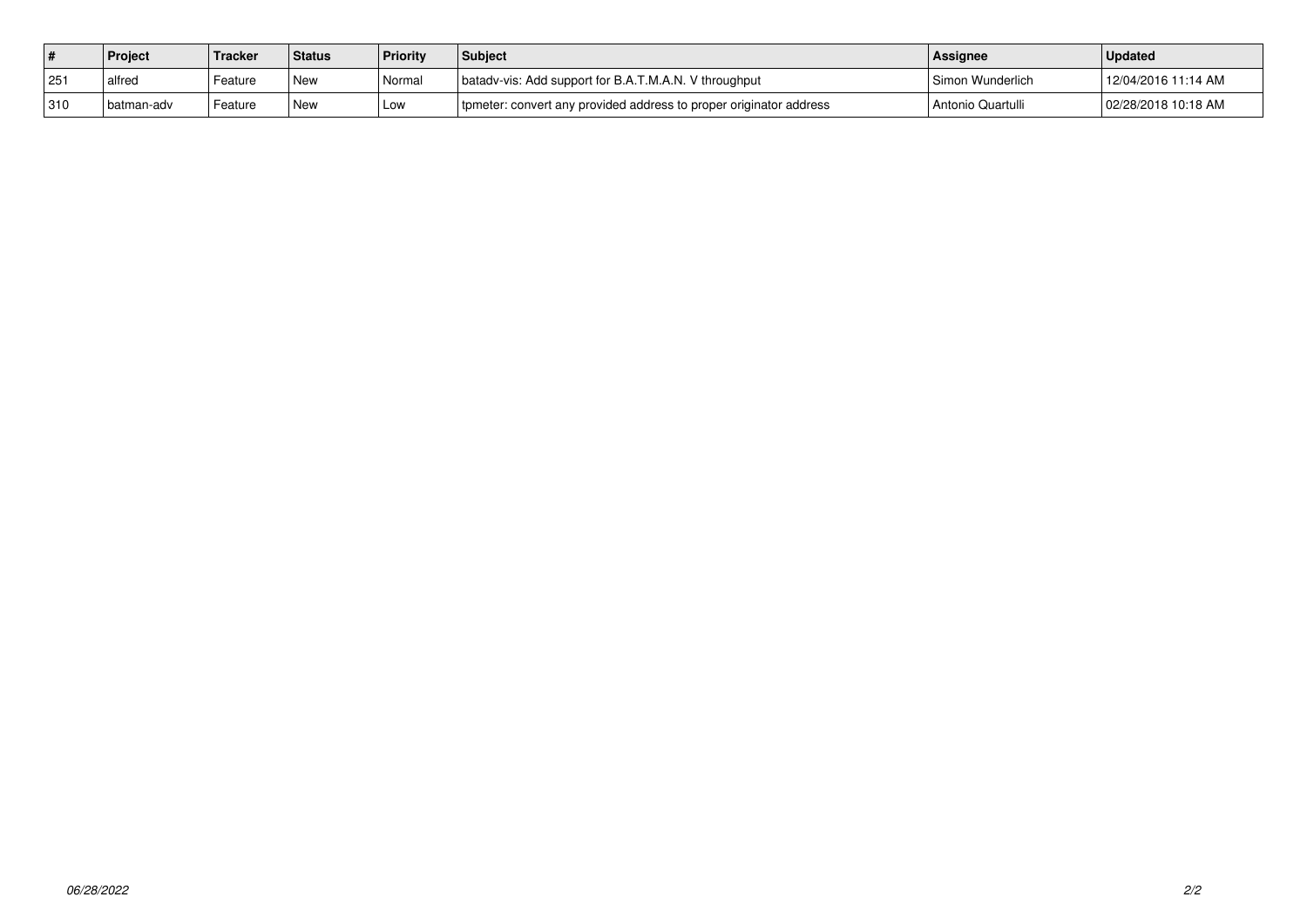| # | Project | Tracker | Status | Priority | Subject | Assignee | Updated |
|---|---|---|---|---|---|---|---|
| 251 | alfred | Feature | New | Normal | batadv-vis: Add support for B.A.T.M.A.N. V throughput | Simon Wunderlich | 12/04/2016 11:14 AM |
| 310 | batman-adv | Feature | New | Low | tpmeter: convert any provided address to proper originator address | Antonio Quartulli | 02/28/2018 10:18 AM |